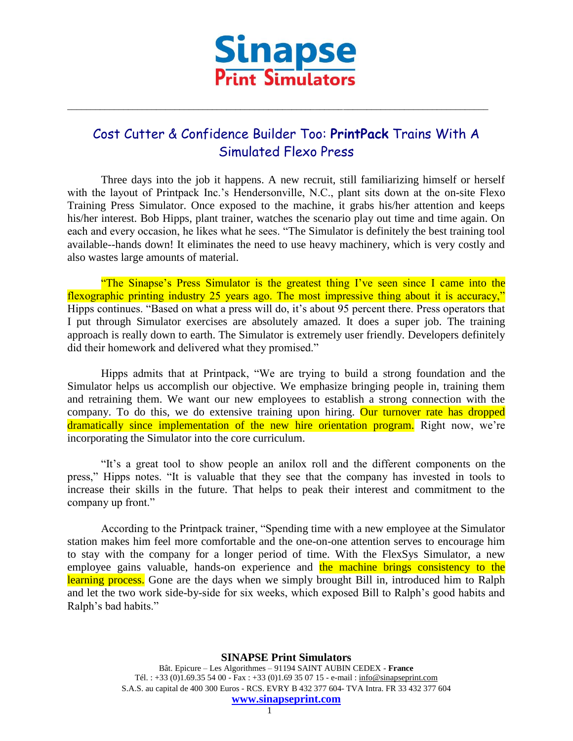# Sinapse
## Print Simulators

---

## Cost Cutter & Confidence Builder Too: **PrintPack** Trains With A Simulated Flexo Press

Three days into the job it happens. A new recruit, still familiarizing himself or herself with the layout of Printpack Inc.'s Hendersonville, N.C., plant sits down at the on-site Flexo Training Press Simulator. Once exposed to the machine, it grabs his/her attention and keeps his/her interest. Bob Hipps, plant trainer, watches the scenario play out time and time again. On each and every occasion, he likes what he sees. "The Simulator is definitely the best training tool available--hands down! It eliminates the need to use heavy machinery, which is very costly and also wastes large amounts of material.

"The Sinapse's Press Simulator is the greatest thing I've seen since I came into the flexographic printing industry 25 years ago. The most impressive thing about it is accuracy," Hipps continues. "Based on what a press will do, it's about 95 percent there. Press operators that I put through Simulator exercises are absolutely amazed. It does a super job. The training approach is really down to earth. The Simulator is extremely user friendly. Developers definitely did their homework and delivered what they promised."

Hipps admits that at Printpack, "We are trying to build a strong foundation and the Simulator helps us accomplish our objective. We emphasize bringing people in, training them and retraining them. We want our new employees to establish a strong connection with the company. To do this, we do extensive training upon hiring. Our turnover rate has dropped dramatically since implementation of the new hire orientation program. Right now, we're incorporating the Simulator into the core curriculum.

"It's a great tool to show people an anilox roll and the different components on the press," Hipps notes. "It is valuable that they see that the company has invested in tools to increase their skills in the future. That helps to peak their interest and commitment to the company up front."

According to the Printpack trainer, "Spending time with a new employee at the Simulator station makes him feel more comfortable and the one-on-one attention serves to encourage him to stay with the company for a longer period of time. With the FlexSys Simulator, a new employee gains valuable, hands-on experience and the machine brings consistency to the learning process. Gone are the days when we simply brought Bill in, introduced him to Ralph and let the two work side-by-side for six weeks, which exposed Bill to Ralph's good habits and Ralph's bad habits."

**SINAPSE Print Simulators**
Bât. Epicure – Les Algorithmes – 91194 SAINT AUBIN CEDEX - **France**
Tél. : +33 (0)1.69.35 54 00 - Fax : +33 (0)1.69 35 07 15 - e-mail : info@sinapseprint.com
S.A.S. au capital de 400 300 Euros - RCS. EVRY B 432 377 604- TVA Intra. FR 33 432 377 604
**www.sinapseprint.com**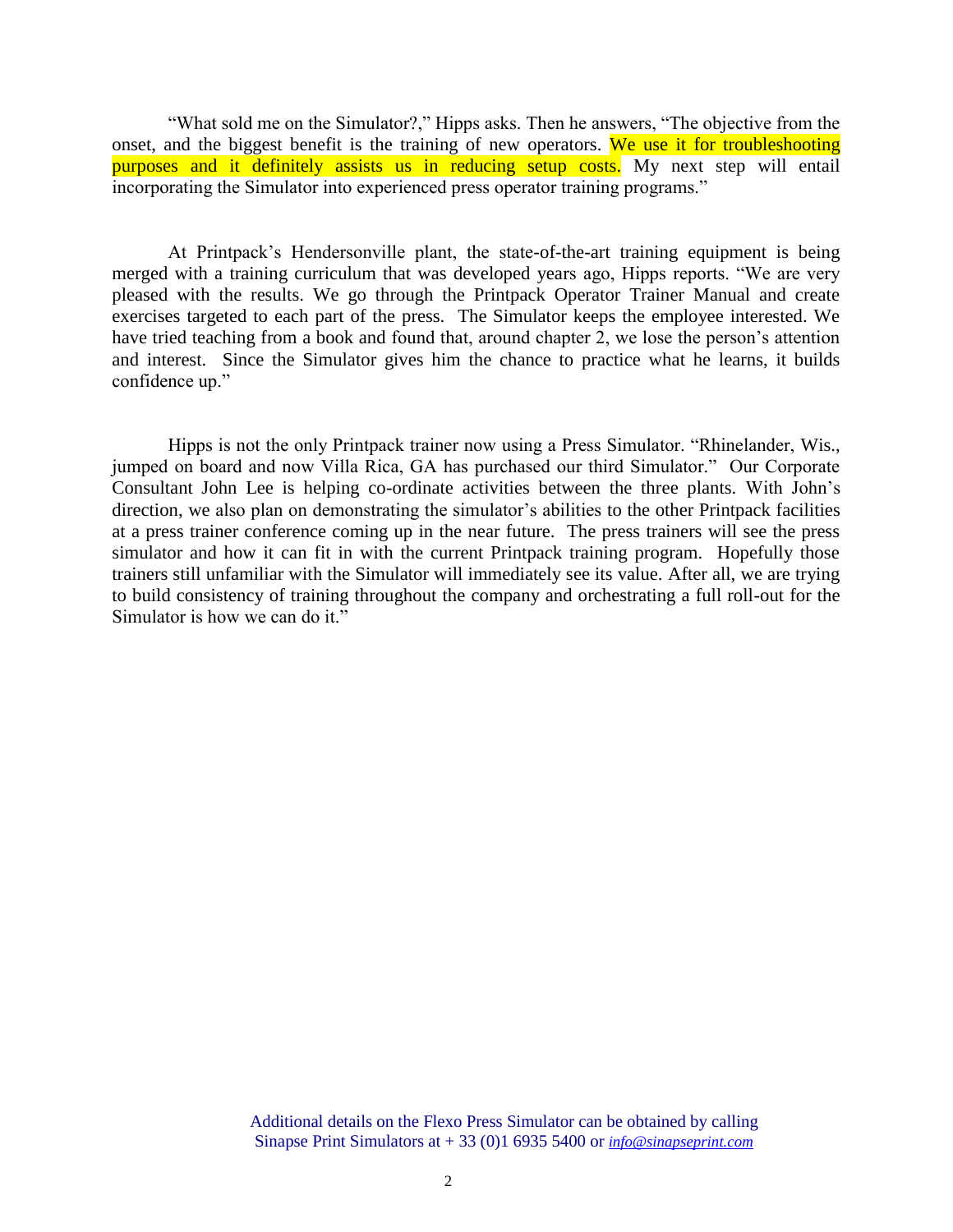"What sold me on the Simulator?," Hipps asks. Then he answers, "The objective from the onset, and the biggest benefit is the training of new operators. We use it for troubleshooting purposes and it definitely assists us in reducing setup costs. My next step will entail incorporating the Simulator into experienced press operator training programs."

At Printpack's Hendersonville plant, the state-of-the-art training equipment is being merged with a training curriculum that was developed years ago, Hipps reports. "We are very pleased with the results. We go through the Printpack Operator Trainer Manual and create exercises targeted to each part of the press. The Simulator keeps the employee interested. We have tried teaching from a book and found that, around chapter 2, we lose the person's attention and interest. Since the Simulator gives him the chance to practice what he learns, it builds confidence up."

Hipps is not the only Printpack trainer now using a Press Simulator. "Rhinelander, Wis., jumped on board and now Villa Rica, GA has purchased our third Simulator." Our Corporate Consultant John Lee is helping co-ordinate activities between the three plants. With John's direction, we also plan on demonstrating the simulator's abilities to the other Printpack facilities at a press trainer conference coming up in the near future. The press trainers will see the press simulator and how it can fit in with the current Printpack training program. Hopefully those trainers still unfamiliar with the Simulator will immediately see its value. After all, we are trying to build consistency of training throughout the company and orchestrating a full roll-out for the Simulator is how we can do it."

Additional details on the Flexo Press Simulator can be obtained by calling Sinapse Print Simulators at + 33 (0)1 6935 5400 or *info@sinapseprint.com*